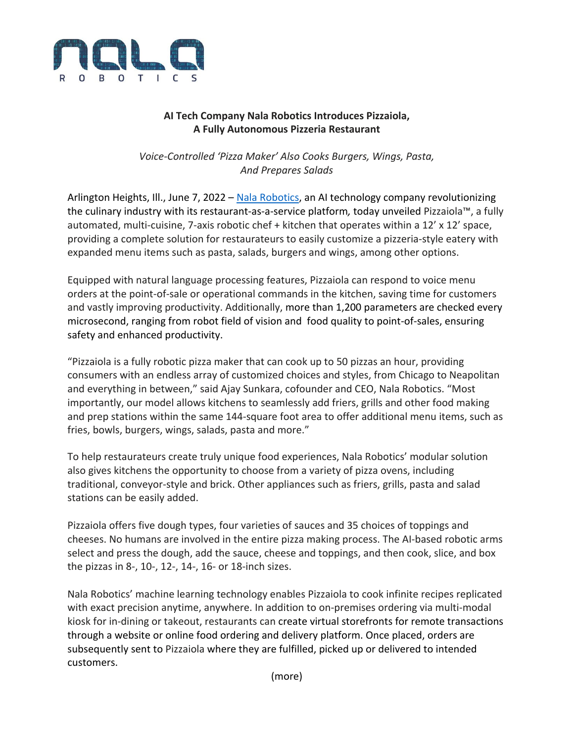**AI Tech Company Nala Robotics Introduces Pizzaiola,**
**A Fully Autonomous Pizzeria Restaurant**

*Voice-Controlled 'Pizza Maker' Also Cooks Burgers, Wings, Pasta, And Prepares Salads*

Arlington Heights, Ill., June 7, 2022 – [Nala Robotics](), an AI technology company revolutionizing the culinary industry with its restaurant-as-a-service platform, today unveiled Pizzaiola™, a fully automated, multi-cuisine, 7-axis robotic chef + kitchen that operates within a 12' x 12' space, providing a complete solution for restaurateurs to easily customize a pizzeria-style eatery with expanded menu items such as pasta, salads, burgers and wings, among other options.

Equipped with natural language processing features, Pizzaiola can respond to voice menu orders at the point-of-sale or operational commands in the kitchen, saving time for customers and vastly improving productivity. Additionally, more than 1,200 parameters are checked every microsecond, ranging from robot field of vision and food quality to point-of-sales, ensuring safety and enhanced productivity.

"Pizzaiola is a fully robotic pizza maker that can cook up to 50 pizzas an hour, providing consumers with an endless array of customized choices and styles, from Chicago to Neapolitan and everything in between," said Ajay Sunkara, cofounder and CEO, Nala Robotics. "Most importantly, our model allows kitchens to seamlessly add friers, grills and other food making and prep stations within the same 144-square foot area to offer additional menu items, such as fries, bowls, burgers, wings, salads, pasta and more."

To help restaurateurs create truly unique food experiences, Nala Robotics' modular solution also gives kitchens the opportunity to choose from a variety of pizza ovens, including traditional, conveyor-style and brick. Other appliances such as friers, grills, pasta and salad stations can be easily added.

Pizzaiola offers five dough types, four varieties of sauces and 35 choices of toppings and cheeses. No humans are involved in the entire pizza making process. The AI-based robotic arms select and press the dough, add the sauce, cheese and toppings, and then cook, slice, and box the pizzas in 8-, 10-, 12-, 14-, 16- or 18-inch sizes.

Nala Robotics' machine learning technology enables Pizzaiola to cook infinite recipes replicated with exact precision anytime, anywhere. In addition to on-premises ordering via multi-modal kiosk for in-dining or takeout, restaurants can create virtual storefronts for remote transactions through a website or online food ordering and delivery platform. Once placed, orders are subsequently sent to Pizzaiola where they are fulfilled, picked up or delivered to intended customers.

(more)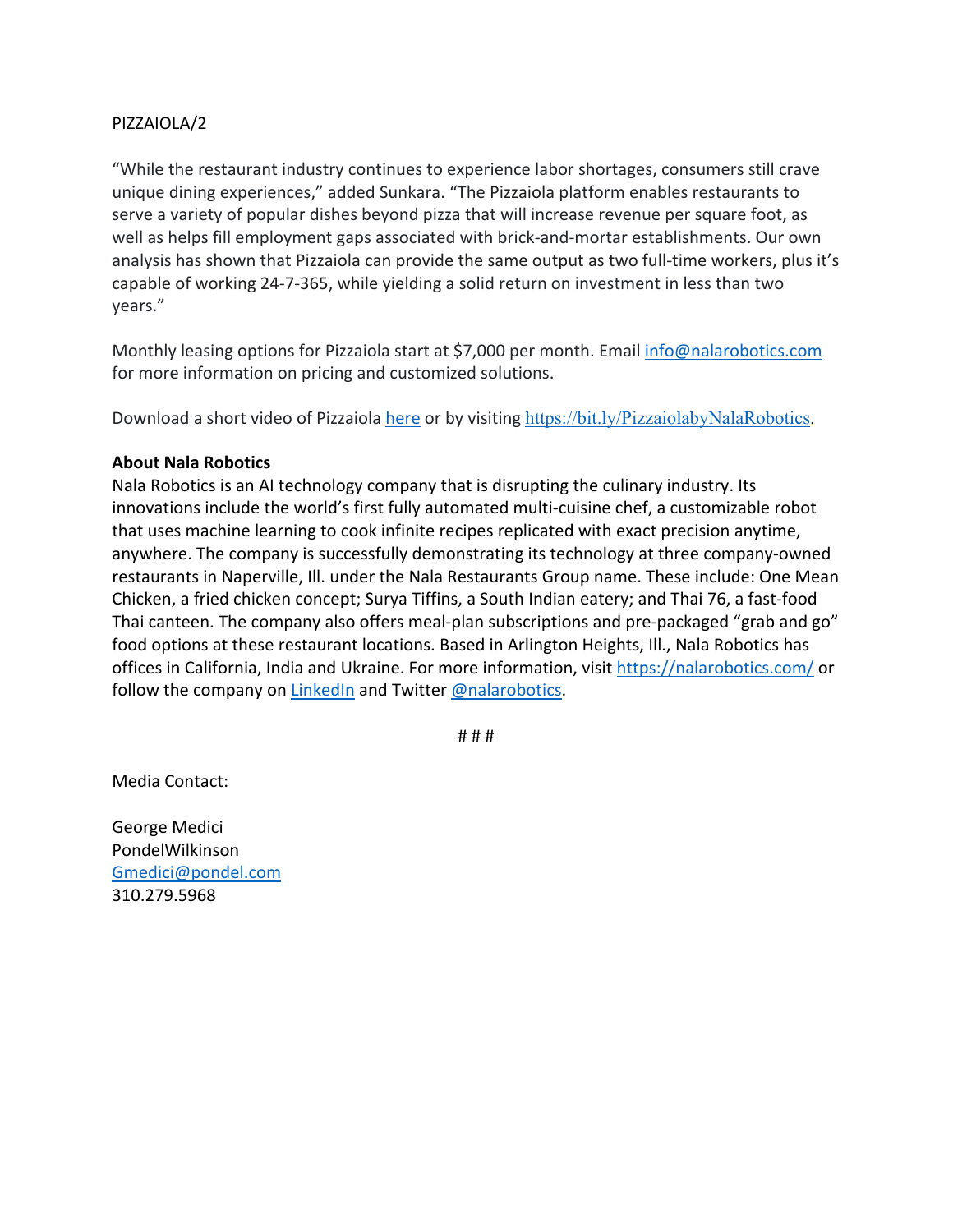PIZZAIOLA/2

"While the restaurant industry continues to experience labor shortages, consumers still crave unique dining experiences," added Sunkara. "The Pizzaiola platform enables restaurants to serve a variety of popular dishes beyond pizza that will increase revenue per square foot, as well as helps fill employment gaps associated with brick-and-mortar establishments. Our own analysis has shown that Pizzaiola can provide the same output as two full-time workers, plus it's capable of working 24-7-365, while yielding a solid return on investment in less than two years."

Monthly leasing options for Pizzaiola start at $7,000 per month. Email info@nalarobotics.com for more information on pricing and customized solutions.

Download a short video of Pizzaiola here or by visiting https://bit.ly/PizzaiolabyNalaRobotics.

**About Nala Robotics**
Nala Robotics is an AI technology company that is disrupting the culinary industry. Its innovations include the world's first fully automated multi-cuisine chef, a customizable robot that uses machine learning to cook infinite recipes replicated with exact precision anytime, anywhere. The company is successfully demonstrating its technology at three company-owned restaurants in Naperville, Ill. under the Nala Restaurants Group name. These include: One Mean Chicken, a fried chicken concept; Surya Tiffins, a South Indian eatery; and Thai 76, a fast-food Thai canteen. The company also offers meal-plan subscriptions and pre-packaged "grab and go" food options at these restaurant locations. Based in Arlington Heights, Ill., Nala Robotics has offices in California, India and Ukraine. For more information, visit https://nalarobotics.com/ or follow the company on LinkedIn and Twitter @nalarobotics.

# # #

Media Contact:

George Medici
PondelWilkinson
Gmedici@pondel.com
310.279.5968